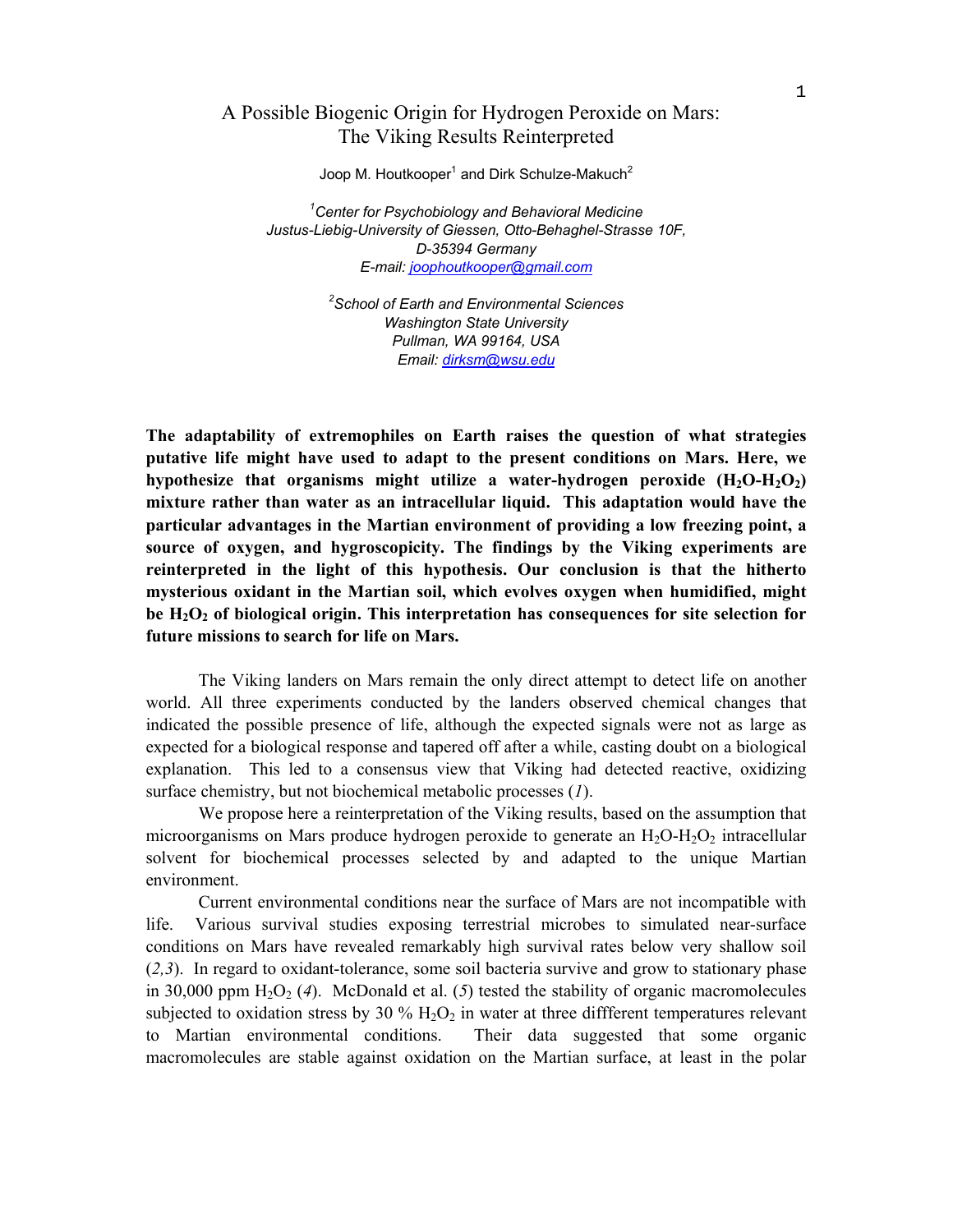# A Possible Biogenic Origin for Hydrogen Peroxide on Mars: The Viking Results Reinterpreted

Joop M. Houtkooper[1] and Dirk Schulze-Makuch[2]

[1]*Center for Psychobiology and Behavioral Medicine*
*Justus-Liebig-University of Giessen, Otto-Behaghel-Strasse 10F,*
*D-35394 Germany*
*E-mail: joophoutkooper@gmail.com*

[2]*School of Earth and Environmental Sciences*
*Washington State University*
*Pullman, WA 99164, USA*
*Email: dirksm@wsu.edu*

**The adaptability of extremophiles on Earth raises the question of what strategies putative life might have used to adapt to the present conditions on Mars. Here, we hypothesize that organisms might utilize a water-hydrogen peroxide ($H_2O$-$H_2O_2$) mixture rather than water as an intracellular liquid. This adaptation would have the particular advantages in the Martian environment of providing a low freezing point, a source of oxygen, and hygroscopicity. The findings by the Viking experiments are reinterpreted in the light of this hypothesis. Our conclusion is that the hitherto mysterious oxidant in the Martian soil, which evolves oxygen when humidified, might be $H_2O_2$ of biological origin. This interpretation has consequences for site selection for future missions to search for life on Mars.**

The Viking landers on Mars remain the only direct attempt to detect life on another world. All three experiments conducted by the landers observed chemical changes that indicated the possible presence of life, although the expected signals were not as large as expected for a biological response and tapered off after a while, casting doubt on a biological explanation. This led to a consensus view that Viking had detected reactive, oxidizing surface chemistry, but not biochemical metabolic processes (*1*).

We propose here a reinterpretation of the Viking results, based on the assumption that microorganisms on Mars produce hydrogen peroxide to generate an $H_2O$-$H_2O_2$ intracellular solvent for biochemical processes selected by and adapted to the unique Martian environment.

Current environmental conditions near the surface of Mars are not incompatible with life. Various survival studies exposing terrestrial microbes to simulated near-surface conditions on Mars have revealed remarkably high survival rates below very shallow soil (*2,3*). In regard to oxidant-tolerance, some soil bacteria survive and grow to stationary phase in 30,000 ppm $H_2O_2$ (*4*). McDonald et al. (*5*) tested the stability of organic macromolecules subjected to oxidation stress by 30 % $H_2O_2$ in water at three diffferent temperatures relevant to Martian environmental conditions. Their data suggested that some organic macromolecules are stable against oxidation on the Martian surface, at least in the polar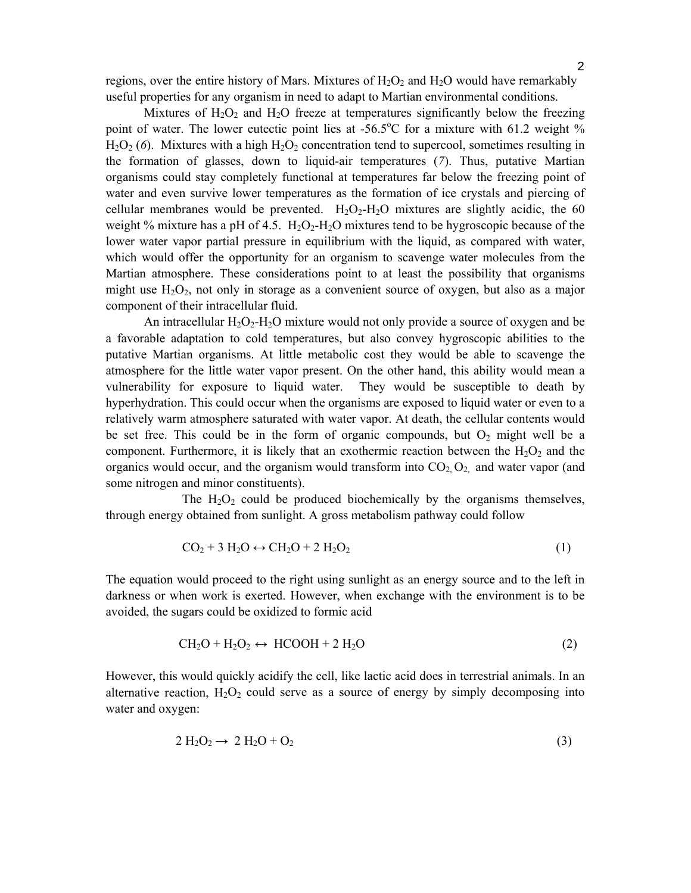regions, over the entire history of Mars. Mixtures of $H_2O_2$ and $H_2O$ would have remarkably useful properties for any organism in need to adapt to Martian environmental conditions.

Mixtures of $H_2O_2$ and $H_2O$ freeze at temperatures significantly below the freezing point of water. The lower eutectic point lies at -56.5°C for a mixture with 61.2 weight % $H_2O_2$ (*6*). Mixtures with a high $H_2O_2$ concentration tend to supercool, sometimes resulting in the formation of glasses, down to liquid-air temperatures (*7*). Thus, putative Martian organisms could stay completely functional at temperatures far below the freezing point of water and even survive lower temperatures as the formation of ice crystals and piercing of cellular membranes would be prevented. $H_2O_2$-$H_2O$ mixtures are slightly acidic, the 60 weight % mixture has a pH of 4.5. $H_2O_2$-$H_2O$ mixtures tend to be hygroscopic because of the lower water vapor partial pressure in equilibrium with the liquid, as compared with water, which would offer the opportunity for an organism to scavenge water molecules from the Martian atmosphere. These considerations point to at least the possibility that organisms might use $H_2O_2$, not only in storage as a convenient source of oxygen, but also as a major component of their intracellular fluid.

An intracellular $H_2O_2$-$H_2O$ mixture would not only provide a source of oxygen and be a favorable adaptation to cold temperatures, but also convey hygroscopic abilities to the putative Martian organisms. At little metabolic cost they would be able to scavenge the atmosphere for the little water vapor present. On the other hand, this ability would mean a vulnerability for exposure to liquid water. They would be susceptible to death by hyperhydration. This could occur when the organisms are exposed to liquid water or even to a relatively warm atmosphere saturated with water vapor. At death, the cellular contents would be set free. This could be in the form of organic compounds, but $O_2$ might well be a component. Furthermore, it is likely that an exothermic reaction between the $H_2O_2$ and the organics would occur, and the organism would transform into $CO_2$, $O_2$, and water vapor (and some nitrogen and minor constituents).

The $H_2O_2$ could be produced biochemically by the organisms themselves, through energy obtained from sunlight. A gross metabolism pathway could follow

$$CO_2 + 3\,H_2O \leftrightarrow CH_2O + 2\,H_2O_2 \tag{1}$$

The equation would proceed to the right using sunlight as an energy source and to the left in darkness or when work is exerted. However, when exchange with the environment is to be avoided, the sugars could be oxidized to formic acid

$$CH_2O + H_2O_2 \leftrightarrow HCOOH + 2\,H_2O \tag{2}$$

However, this would quickly acidify the cell, like lactic acid does in terrestrial animals. In an alternative reaction, $H_2O_2$ could serve as a source of energy by simply decomposing into water and oxygen:

$$2\,H_2O_2 \rightarrow 2\,H_2O + O_2 \tag{3}$$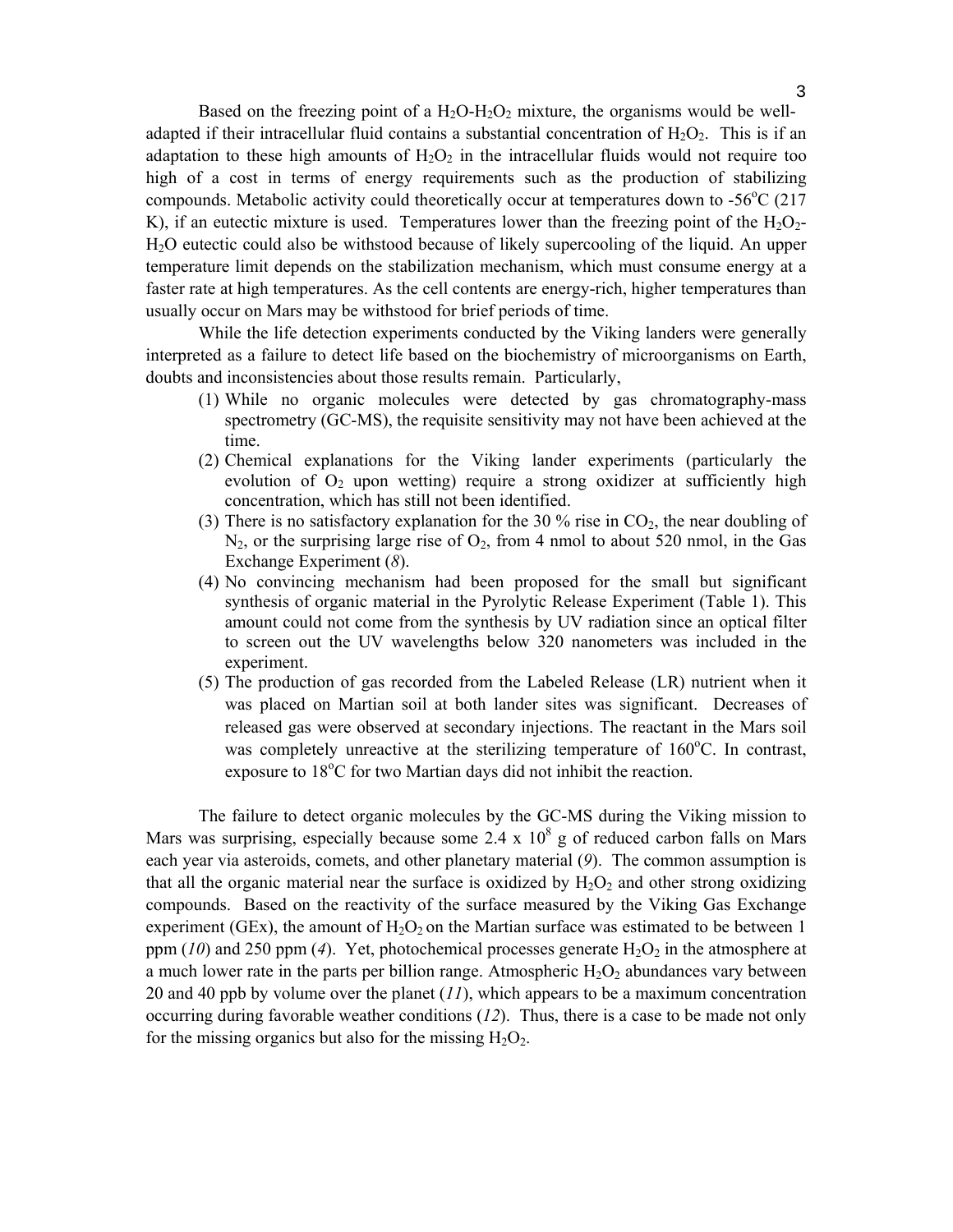Based on the freezing point of a $H_2O$-$H_2O_2$ mixture, the organisms would be well-adapted if their intracellular fluid contains a substantial concentration of $H_2O_2$. This is if an adaptation to these high amounts of $H_2O_2$ in the intracellular fluids would not require too high of a cost in terms of energy requirements such as the production of stabilizing compounds. Metabolic activity could theoretically occur at temperatures down to -56°C (217 K), if an eutectic mixture is used. Temperatures lower than the freezing point of the $H_2O_2$-$H_2O$ eutectic could also be withstood because of likely supercooling of the liquid. An upper temperature limit depends on the stabilization mechanism, which must consume energy at a faster rate at high temperatures. As the cell contents are energy-rich, higher temperatures than usually occur on Mars may be withstood for brief periods of time.

While the life detection experiments conducted by the Viking landers were generally interpreted as a failure to detect life based on the biochemistry of microorganisms on Earth, doubts and inconsistencies about those results remain. Particularly,

(1) While no organic molecules were detected by gas chromatography-mass spectrometry (GC-MS), the requisite sensitivity may not have been achieved at the time.
(2) Chemical explanations for the Viking lander experiments (particularly the evolution of $O_2$ upon wetting) require a strong oxidizer at sufficiently high concentration, which has still not been identified.
(3) There is no satisfactory explanation for the 30 % rise in $CO_2$, the near doubling of $N_2$, or the surprising large rise of $O_2$, from 4 nmol to about 520 nmol, in the Gas Exchange Experiment (*8*).
(4) No convincing mechanism had been proposed for the small but significant synthesis of organic material in the Pyrolytic Release Experiment (Table 1). This amount could not come from the synthesis by UV radiation since an optical filter to screen out the UV wavelengths below 320 nanometers was included in the experiment.
(5) The production of gas recorded from the Labeled Release (LR) nutrient when it was placed on Martian soil at both lander sites was significant. Decreases of released gas were observed at secondary injections. The reactant in the Mars soil was completely unreactive at the sterilizing temperature of 160°C. In contrast, exposure to 18°C for two Martian days did not inhibit the reaction.

The failure to detect organic molecules by the GC-MS during the Viking mission to Mars was surprising, especially because some $2.4 \times 10^8$ g of reduced carbon falls on Mars each year via asteroids, comets, and other planetary material (*9*). The common assumption is that all the organic material near the surface is oxidized by $H_2O_2$ and other strong oxidizing compounds. Based on the reactivity of the surface measured by the Viking Gas Exchange experiment (GEx), the amount of $H_2O_2$ on the Martian surface was estimated to be between 1 ppm (*10*) and 250 ppm (*4*). Yet, photochemical processes generate $H_2O_2$ in the atmosphere at a much lower rate in the parts per billion range. Atmospheric $H_2O_2$ abundances vary between 20 and 40 ppb by volume over the planet (*11*), which appears to be a maximum concentration occurring during favorable weather conditions (*12*). Thus, there is a case to be made not only for the missing organics but also for the missing $H_2O_2$.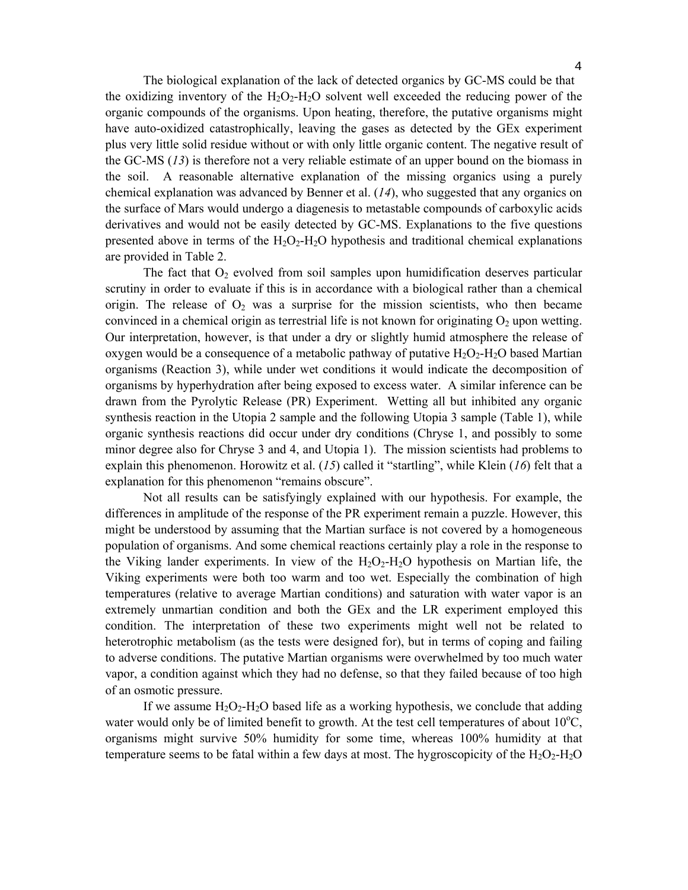The biological explanation of the lack of detected organics by GC-MS could be that the oxidizing inventory of the $H_2O_2$-$H_2O$ solvent well exceeded the reducing power of the organic compounds of the organisms. Upon heating, therefore, the putative organisms might have auto-oxidized catastrophically, leaving the gases as detected by the GEx experiment plus very little solid residue without or with only little organic content. The negative result of the GC-MS (*13*) is therefore not a very reliable estimate of an upper bound on the biomass in the soil. A reasonable alternative explanation of the missing organics using a purely chemical explanation was advanced by Benner et al. (*14*), who suggested that any organics on the surface of Mars would undergo a diagenesis to metastable compounds of carboxylic acids derivatives and would not be easily detected by GC-MS. Explanations to the five questions presented above in terms of the $H_2O_2$-$H_2O$ hypothesis and traditional chemical explanations are provided in Table 2.

The fact that $O_2$ evolved from soil samples upon humidification deserves particular scrutiny in order to evaluate if this is in accordance with a biological rather than a chemical origin. The release of $O_2$ was a surprise for the mission scientists, who then became convinced in a chemical origin as terrestrial life is not known for originating $O_2$ upon wetting. Our interpretation, however, is that under a dry or slightly humid atmosphere the release of oxygen would be a consequence of a metabolic pathway of putative $H_2O_2$-$H_2O$ based Martian organisms (Reaction 3), while under wet conditions it would indicate the decomposition of organisms by hyperhydration after being exposed to excess water. A similar inference can be drawn from the Pyrolytic Release (PR) Experiment. Wetting all but inhibited any organic synthesis reaction in the Utopia 2 sample and the following Utopia 3 sample (Table 1), while organic synthesis reactions did occur under dry conditions (Chryse 1, and possibly to some minor degree also for Chryse 3 and 4, and Utopia 1). The mission scientists had problems to explain this phenomenon. Horowitz et al. (*15*) called it "startling", while Klein (*16*) felt that a explanation for this phenomenon "remains obscure".

Not all results can be satisfyingly explained with our hypothesis. For example, the differences in amplitude of the response of the PR experiment remain a puzzle. However, this might be understood by assuming that the Martian surface is not covered by a homogeneous population of organisms. And some chemical reactions certainly play a role in the response to the Viking lander experiments. In view of the $H_2O_2$-$H_2O$ hypothesis on Martian life, the Viking experiments were both too warm and too wet. Especially the combination of high temperatures (relative to average Martian conditions) and saturation with water vapor is an extremely unmartian condition and both the GEx and the LR experiment employed this condition. The interpretation of these two experiments might well not be related to heterotrophic metabolism (as the tests were designed for), but in terms of coping and failing to adverse conditions. The putative Martian organisms were overwhelmed by too much water vapor, a condition against which they had no defense, so that they failed because of too high of an osmotic pressure.

If we assume $H_2O_2$-$H_2O$ based life as a working hypothesis, we conclude that adding water would only be of limited benefit to growth. At the test cell temperatures of about $10^oC$, organisms might survive 50% humidity for some time, whereas 100% humidity at that temperature seems to be fatal within a few days at most. The hygroscopicity of the $H_2O_2$-$H_2O$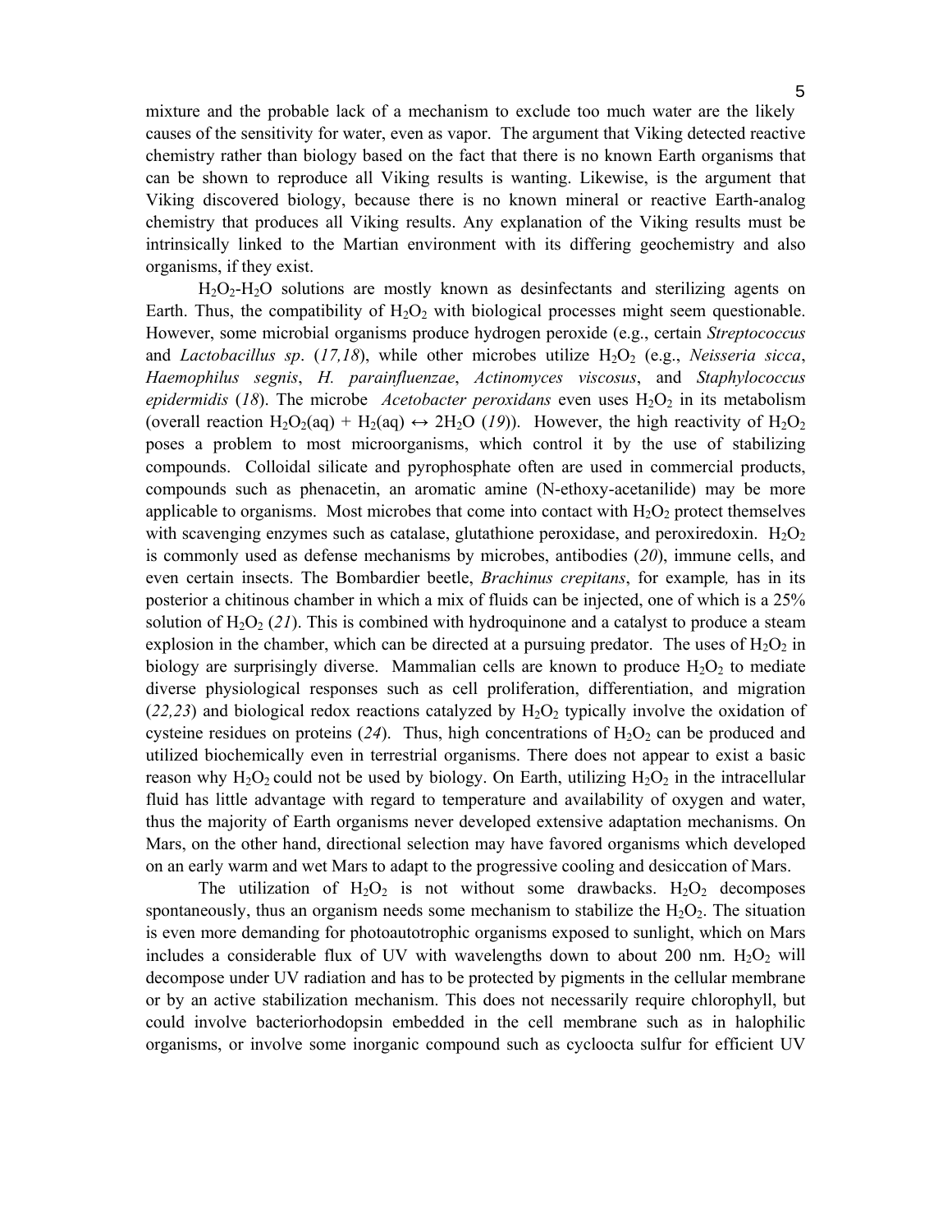mixture and the probable lack of a mechanism to exclude too much water are the likely causes of the sensitivity for water, even as vapor. The argument that Viking detected reactive chemistry rather than biology based on the fact that there is no known Earth organisms that can be shown to reproduce all Viking results is wanting. Likewise, is the argument that Viking discovered biology, because there is no known mineral or reactive Earth-analog chemistry that produces all Viking results. Any explanation of the Viking results must be intrinsically linked to the Martian environment with its differing geochemistry and also organisms, if they exist.

$H_2O_2$-$H_2O$ solutions are mostly known as desinfectants and sterilizing agents on Earth. Thus, the compatibility of $H_2O_2$ with biological processes might seem questionable. However, some microbial organisms produce hydrogen peroxide (e.g., certain *Streptococcus* and *Lactobacillus sp*. (*17,18*), while other microbes utilize $H_2O_2$ (e.g., *Neisseria sicca*, *Haemophilus segnis*, *H. parainfluenzae*, *Actinomyces viscosus*, and *Staphylococcus epidermidis* (*18*). The microbe *Acetobacter peroxidans* even uses $H_2O_2$ in its metabolism (overall reaction $H_2O_2(aq) + H_2(aq) \leftrightarrow 2H_2O$ (*19*)). However, the high reactivity of $H_2O_2$ poses a problem to most microorganisms, which control it by the use of stabilizing compounds. Colloidal silicate and pyrophosphate often are used in commercial products, compounds such as phenacetin, an aromatic amine (N-ethoxy-acetanilide) may be more applicable to organisms. Most microbes that come into contact with $H_2O_2$ protect themselves with scavenging enzymes such as catalase, glutathione peroxidase, and peroxiredoxin. $H_2O_2$ is commonly used as defense mechanisms by microbes, antibodies (*20*), immune cells, and even certain insects. The Bombardier beetle, *Brachinus crepitans*, for example, has in its posterior a chitinous chamber in which a mix of fluids can be injected, one of which is a 25% solution of $H_2O_2$ (*21*). This is combined with hydroquinone and a catalyst to produce a steam explosion in the chamber, which can be directed at a pursuing predator. The uses of $H_2O_2$ in biology are surprisingly diverse. Mammalian cells are known to produce $H_2O_2$ to mediate diverse physiological responses such as cell proliferation, differentiation, and migration (*22,23*) and biological redox reactions catalyzed by $H_2O_2$ typically involve the oxidation of cysteine residues on proteins (*24*). Thus, high concentrations of $H_2O_2$ can be produced and utilized biochemically even in terrestrial organisms. There does not appear to exist a basic reason why $H_2O_2$ could not be used by biology. On Earth, utilizing $H_2O_2$ in the intracellular fluid has little advantage with regard to temperature and availability of oxygen and water, thus the majority of Earth organisms never developed extensive adaptation mechanisms. On Mars, on the other hand, directional selection may have favored organisms which developed on an early warm and wet Mars to adapt to the progressive cooling and desiccation of Mars.

The utilization of $H_2O_2$ is not without some drawbacks. $H_2O_2$ decomposes spontaneously, thus an organism needs some mechanism to stabilize the $H_2O_2$. The situation is even more demanding for photoautotrophic organisms exposed to sunlight, which on Mars includes a considerable flux of UV with wavelengths down to about 200 nm. $H_2O_2$ will decompose under UV radiation and has to be protected by pigments in the cellular membrane or by an active stabilization mechanism. This does not necessarily require chlorophyll, but could involve bacteriorhodopsin embedded in the cell membrane such as in halophilic organisms, or involve some inorganic compound such as cycloocta sulfur for efficient UV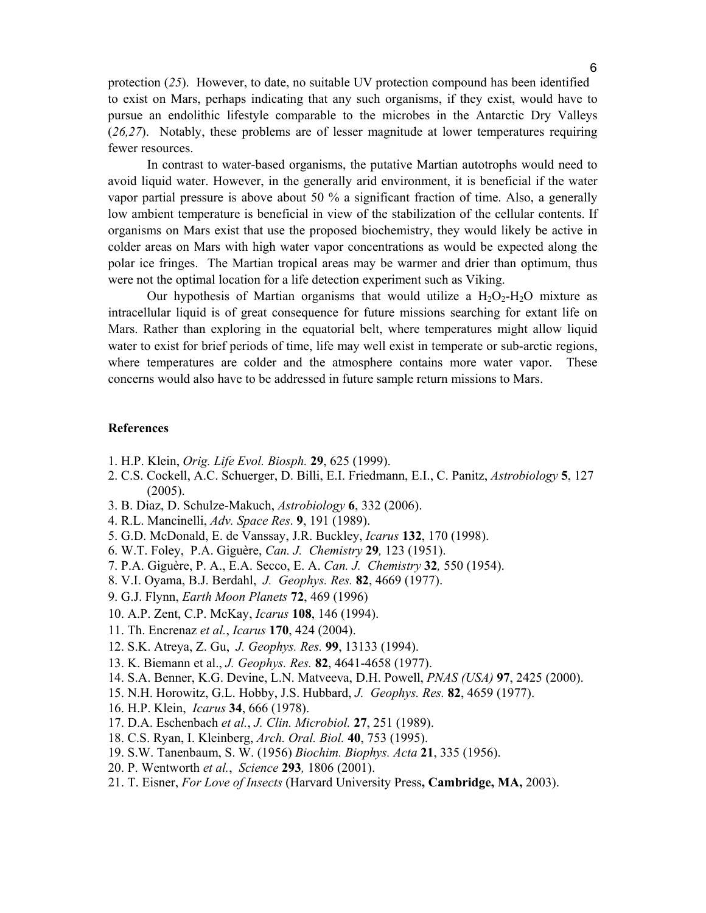protection (*25*). However, to date, no suitable UV protection compound has been identified to exist on Mars, perhaps indicating that any such organisms, if they exist, would have to pursue an endolithic lifestyle comparable to the microbes in the Antarctic Dry Valleys (*26,27*). Notably, these problems are of lesser magnitude at lower temperatures requiring fewer resources.

In contrast to water-based organisms, the putative Martian autotrophs would need to avoid liquid water. However, in the generally arid environment, it is beneficial if the water vapor partial pressure is above about 50 % a significant fraction of time. Also, a generally low ambient temperature is beneficial in view of the stabilization of the cellular contents. If organisms on Mars exist that use the proposed biochemistry, they would likely be active in colder areas on Mars with high water vapor concentrations as would be expected along the polar ice fringes. The Martian tropical areas may be warmer and drier than optimum, thus were not the optimal location for a life detection experiment such as Viking.

Our hypothesis of Martian organisms that would utilize a $H_2O_2$-$H_2O$ mixture as intracellular liquid is of great consequence for future missions searching for extant life on Mars. Rather than exploring in the equatorial belt, where temperatures might allow liquid water to exist for brief periods of time, life may well exist in temperate or sub-arctic regions, where temperatures are colder and the atmosphere contains more water vapor. These concerns would also have to be addressed in future sample return missions to Mars.

## References

1. H.P. Klein, *Orig. Life Evol. Biosph.* **29**, 625 (1999).
2. C.S. Cockell, A.C. Schuerger, D. Billi, E.I. Friedmann, E.I., C. Panitz, *Astrobiology* **5**, 127 (2005).
3. B. Diaz, D. Schulze-Makuch, *Astrobiology* **6**, 332 (2006).
4. R.L. Mancinelli, *Adv. Space Res*. **9**, 191 (1989).
5. G.D. McDonald, E. de Vanssay, J.R. Buckley, *Icarus* **132**, 170 (1998).
6. W.T. Foley, P.A. Giguère, *Can. J. Chemistry* **29**, 123 (1951).
7. P.A. Giguère, P. A., E.A. Secco, E. A. *Can. J. Chemistry* **32**, 550 (1954).
8. V.I. Oyama, B.J. Berdahl, *J. Geophys. Res.* **82**, 4669 (1977).
9. G.J. Flynn, *Earth Moon Planets* **72**, 469 (1996)
10. A.P. Zent, C.P. McKay, *Icarus* **108**, 146 (1994).
11. Th. Encrenaz *et al.*, *Icarus* **170**, 424 (2004).
12. S.K. Atreya, Z. Gu, *J. Geophys. Res.* **99**, 13133 (1994).
13. K. Biemann et al., *J. Geophys. Res.* **82**, 4641-4658 (1977).
14. S.A. Benner, K.G. Devine, L.N. Matveeva, D.H. Powell, *PNAS (USA)* **97**, 2425 (2000).
15. N.H. Horowitz, G.L. Hobby, J.S. Hubbard, *J. Geophys. Res.* **82**, 4659 (1977).
16. H.P. Klein, *Icarus* **34**, 666 (1978).
17. D.A. Eschenbach *et al.*, *J. Clin. Microbiol.* **27**, 251 (1989).
18. C.S. Ryan, I. Kleinberg, *Arch. Oral. Biol.* **40**, 753 (1995).
19. S.W. Tanenbaum, S. W. (1956) *Biochim. Biophys. Acta* **21**, 335 (1956).
20. P. Wentworth *et al.*, *Science* **293**, 1806 (2001).
21. T. Eisner, *For Love of Insects* (Harvard University Press**, Cambridge, MA,** 2003).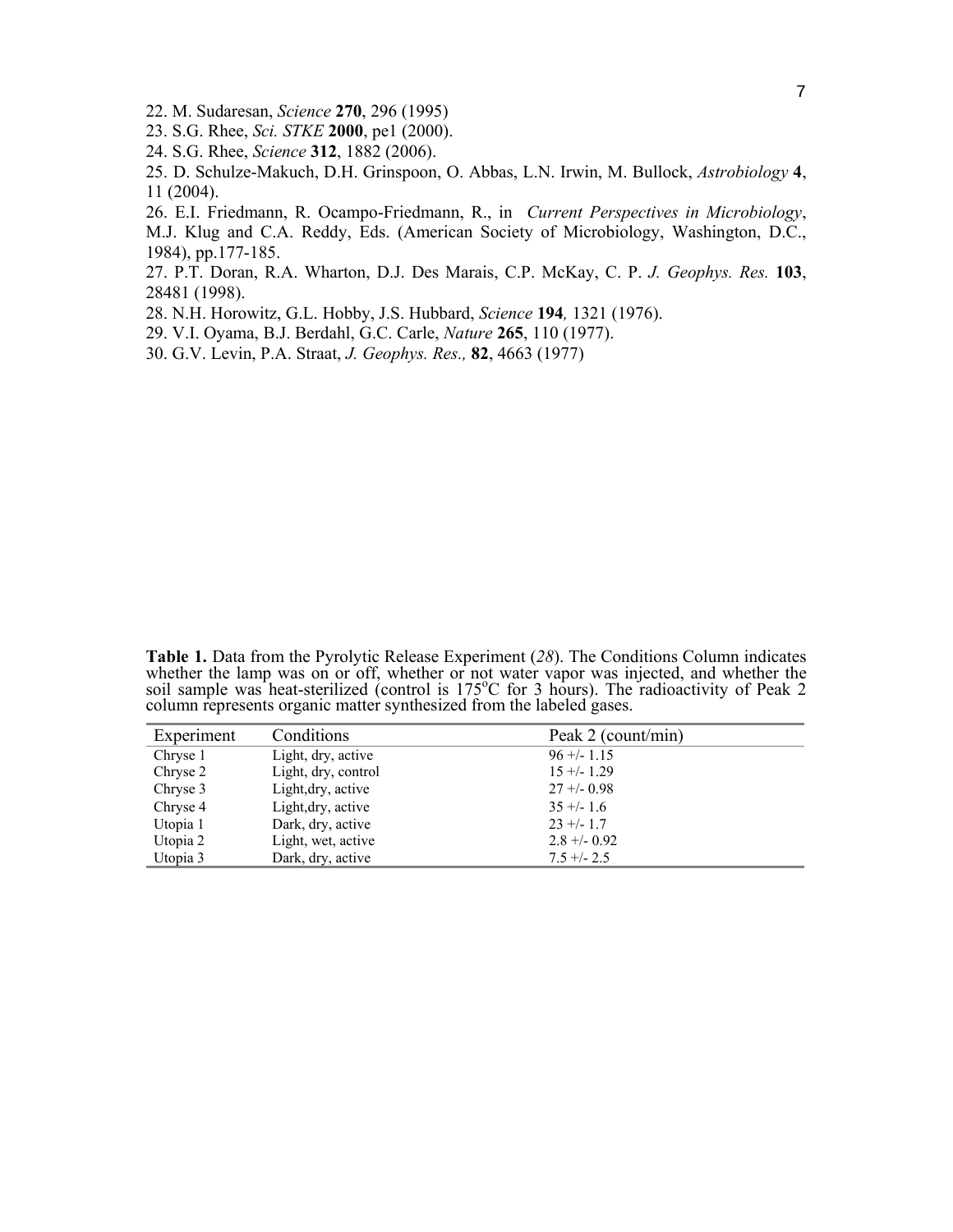22. M. Sudaresan, *Science* **270**, 296 (1995)

23. S.G. Rhee, *Sci. STKE* **2000**, pe1 (2000).

24. S.G. Rhee, *Science* **312**, 1882 (2006).

25. D. Schulze-Makuch, D.H. Grinspoon, O. Abbas, L.N. Irwin, M. Bullock, *Astrobiology* **4**, 11 (2004).

26. E.I. Friedmann, R. Ocampo-Friedmann, R., in *Current Perspectives in Microbiology*, M.J. Klug and C.A. Reddy, Eds. (American Society of Microbiology, Washington, D.C., 1984), pp.177-185.

27. P.T. Doran, R.A. Wharton, D.J. Des Marais, C.P. McKay, C. P. *J. Geophys. Res.* **103**, 28481 (1998).

28. N.H. Horowitz, G.L. Hobby, J.S. Hubbard, *Science* **194**, 1321 (1976).

29. V.I. Oyama, B.J. Berdahl, G.C. Carle, *Nature* **265**, 110 (1977).

30. G.V. Levin, P.A. Straat, *J. Geophys. Res.,* **82**, 4663 (1977)

**Table 1.** Data from the Pyrolytic Release Experiment (*28*). The Conditions Column indicates whether the lamp was on or off, whether or not water vapor was injected, and whether the soil sample was heat-sterilized (control is 175$^{o}$C for 3 hours). The radioactivity of Peak 2 column represents organic matter synthesized from the labeled gases.

| Experiment | Conditions | Peak 2 (count/min) |
|---|---|---|
| Chryse 1 | Light, dry, active | 96 +/- 1.15 |
| Chryse 2 | Light, dry, control | 15 +/- 1.29 |
| Chryse 3 | Light,dry, active | 27 +/- 0.98 |
| Chryse 4 | Light,dry, active | 35 +/- 1.6 |
| Utopia 1 | Dark, dry, active | 23 +/- 1.7 |
| Utopia 2 | Light, wet, active | 2.8 +/- 0.92 |
| Utopia 3 | Dark, dry, active | 7.5 +/- 2.5 |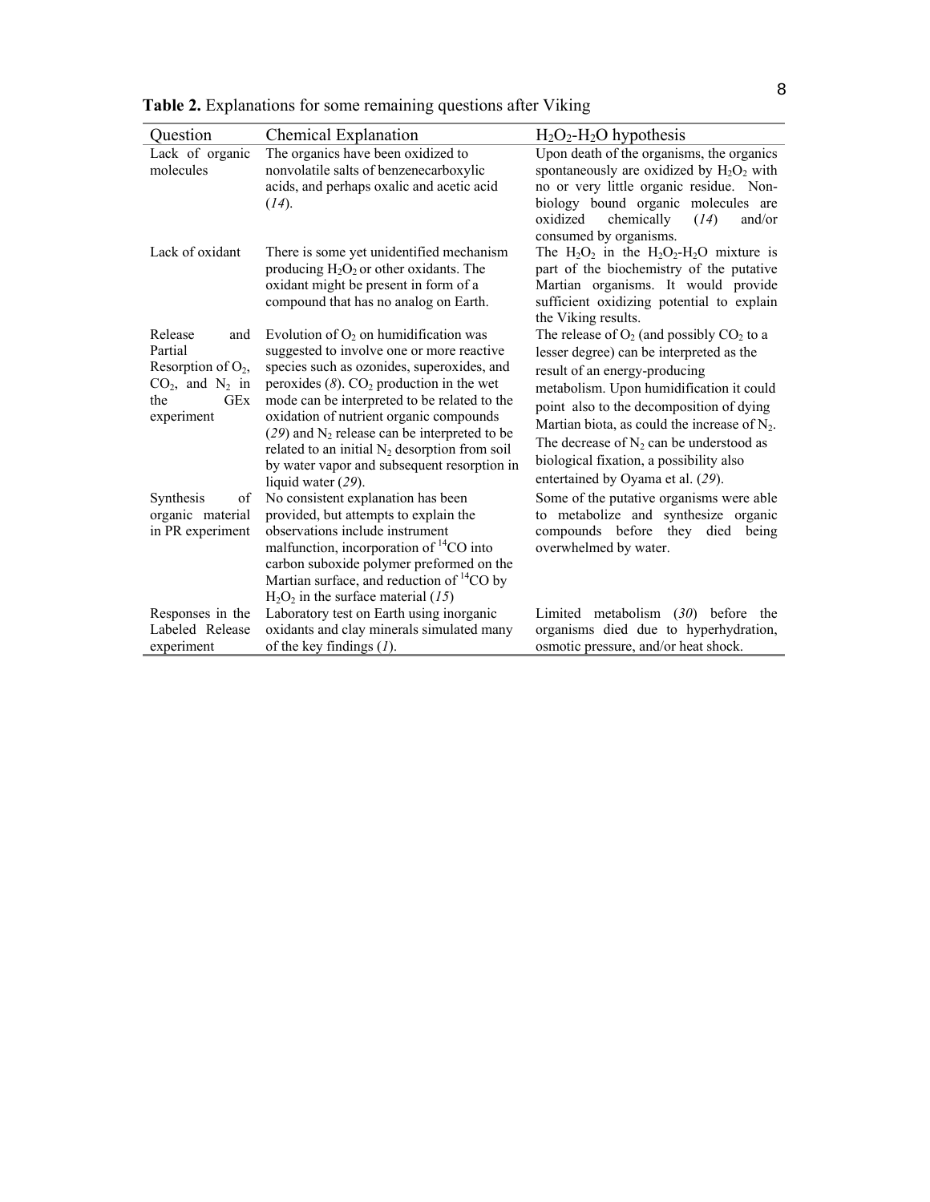**Table 2.** Explanations for some remaining questions after Viking

| Question | Chemical Explanation | $H_2O_2$-$H_2O$ hypothesis |
|---|---|---|
| Lack of organic molecules | The organics have been oxidized to nonvolatile salts of benzenecarboxylic acids, and perhaps oxalic and acetic acid (*14*). | Upon death of the organisms, the organics spontaneously are oxidized by $H_2O_2$ with no or very little organic residue. Non-biology bound organic molecules are oxidized chemically (*14*) and/or consumed by organisms. |
| Lack of oxidant | There is some yet unidentified mechanism producing $H_2O_2$ or other oxidants. The oxidant might be present in form of a compound that has no analog on Earth. | The $H_2O_2$ in the $H_2O_2$-$H_2O$ mixture is part of the biochemistry of the putative Martian organisms. It would provide sufficient oxidizing potential to explain the Viking results. |
| Release and Partial Resorption of $O_2$, $CO_2$, and $N_2$ in the GEx experiment | Evolution of $O_2$ on humidification was suggested to involve one or more reactive species such as ozonides, superoxides, and peroxides (*8*). $CO_2$ production in the wet mode can be interpreted to be related to the oxidation of nutrient organic compounds (*29*) and $N_2$ release can be interpreted to be related to an initial $N_2$ desorption from soil by water vapor and subsequent resorption in liquid water (*29*). | The release of $O_2$ (and possibly $CO_2$ to a lesser degree) can be interpreted as the result of an energy-producing metabolism. Upon humidification it could point also to the decomposition of dying Martian biota, as could the increase of $N_2$. The decrease of $N_2$ can be understood as biological fixation, a possibility also entertained by Oyama et al. (*29*). |
| Synthesis of organic material in PR experiment | No consistent explanation has been provided, but attempts to explain the observations include instrument malfunction, incorporation of $^{14}CO$ into carbon suboxide polymer preformed on the Martian surface, and reduction of $^{14}CO$ by $H_2O_2$ in the surface material (*15*) | Some of the putative organisms were able to metabolize and synthesize organic compounds before they died being overwhelmed by water. |
| Responses in the Labeled Release experiment | Laboratory test on Earth using inorganic oxidants and clay minerals simulated many of the key findings (*1*). | Limited metabolism (*30*) before the organisms died due to hyperhydration, osmotic pressure, and/or heat shock. |